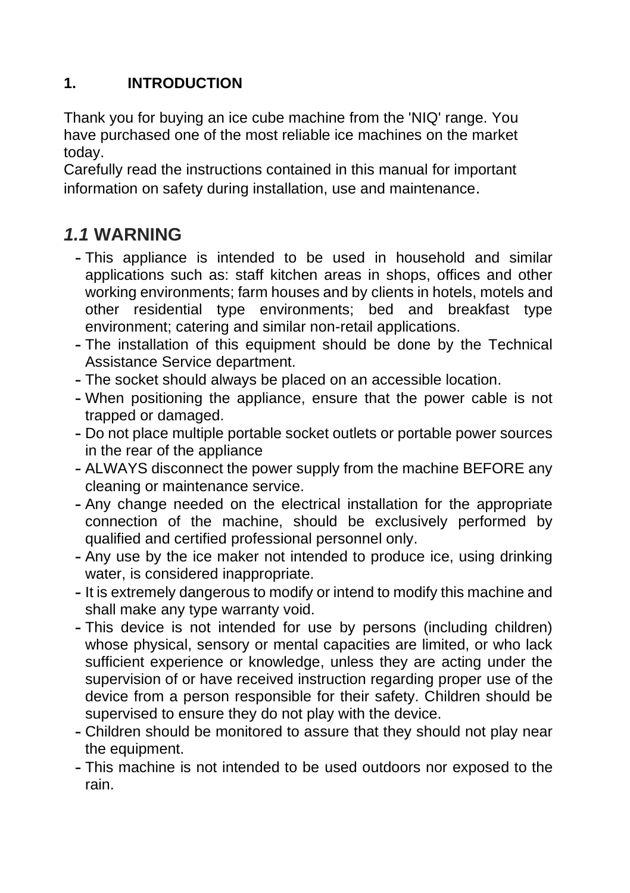# 1. INTRODUCTION

Thank you for buying an ice cube machine from the 'NIQ' range. You have purchased one of the most reliable ice machines on the market today.

Carefully read the instructions contained in this manual for important information on safety during installation, use and maintenance.

## *1.1* WARNING

- This appliance is intended to be used in household and similar applications such as: staff kitchen areas in shops, offices and other working environments; farm houses and by clients in hotels, motels and other residential type environments; bed and breakfast type environment; catering and similar non-retail applications.
- The installation of this equipment should be done by the Technical Assistance Service department.
- The socket should always be placed on an accessible location.
- When positioning the appliance, ensure that the power cable is not trapped or damaged.
- Do not place multiple portable socket outlets or portable power sources in the rear of the appliance
- ALWAYS disconnect the power supply from the machine BEFORE any cleaning or maintenance service.
- Any change needed on the electrical installation for the appropriate connection of the machine, should be exclusively performed by qualified and certified professional personnel only.
- Any use by the ice maker not intended to produce ice, using drinking water, is considered inappropriate.
- It is extremely dangerous to modify or intend to modify this machine and shall make any type warranty void.
- This device is not intended for use by persons (including children) whose physical, sensory or mental capacities are limited, or who lack sufficient experience or knowledge, unless they are acting under the supervision of or have received instruction regarding proper use of the device from a person responsible for their safety. Children should be supervised to ensure they do not play with the device.
- Children should be monitored to assure that they should not play near the equipment.
- This machine is not intended to be used outdoors nor exposed to the rain.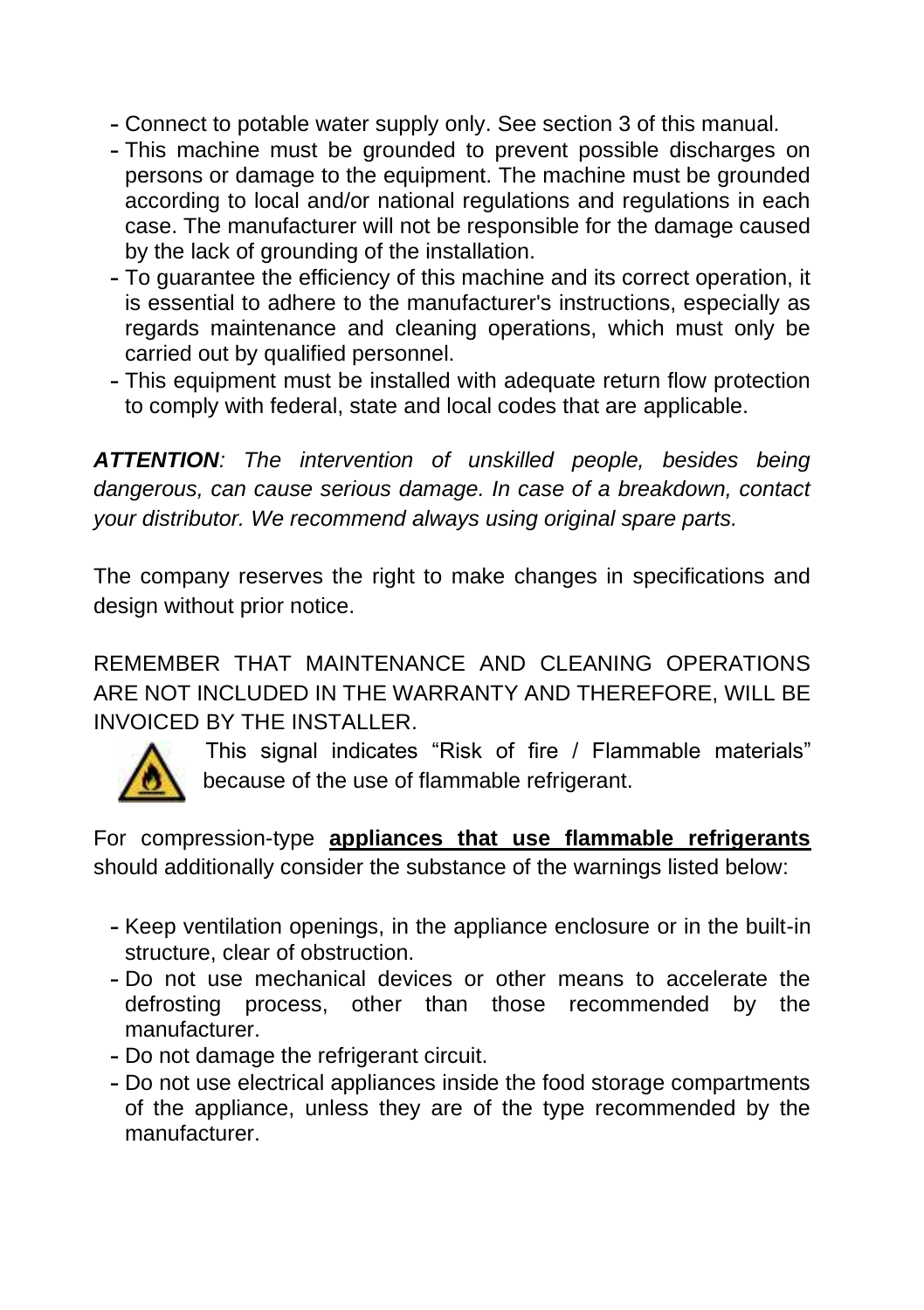- Connect to potable water supply only. See section 3 of this manual.
- This machine must be grounded to prevent possible discharges on persons or damage to the equipment. The machine must be grounded according to local and/or national regulations and regulations in each case. The manufacturer will not be responsible for the damage caused by the lack of grounding of the installation.
- To guarantee the efficiency of this machine and its correct operation, it is essential to adhere to the manufacturer's instructions, especially as regards maintenance and cleaning operations, which must only be carried out by qualified personnel.
- This equipment must be installed with adequate return flow protection to comply with federal, state and local codes that are applicable.

***ATTENTION****: The intervention of unskilled people, besides being dangerous, can cause serious damage. In case of a breakdown, contact your distributor. We recommend always using original spare parts.*

The company reserves the right to make changes in specifications and design without prior notice.

REMEMBER THAT MAINTENANCE AND CLEANING OPERATIONS ARE NOT INCLUDED IN THE WARRANTY AND THEREFORE, WILL BE INVOICED BY THE INSTALLER.

This signal indicates "Risk of fire / Flammable materials" because of the use of flammable refrigerant.

For compression-type **appliances that use flammable refrigerants** should additionally consider the substance of the warnings listed below:

- Keep ventilation openings, in the appliance enclosure or in the built-in structure, clear of obstruction.
- Do not use mechanical devices or other means to accelerate the defrosting process, other than those recommended by the manufacturer.
- Do not damage the refrigerant circuit.
- Do not use electrical appliances inside the food storage compartments of the appliance, unless they are of the type recommended by the manufacturer.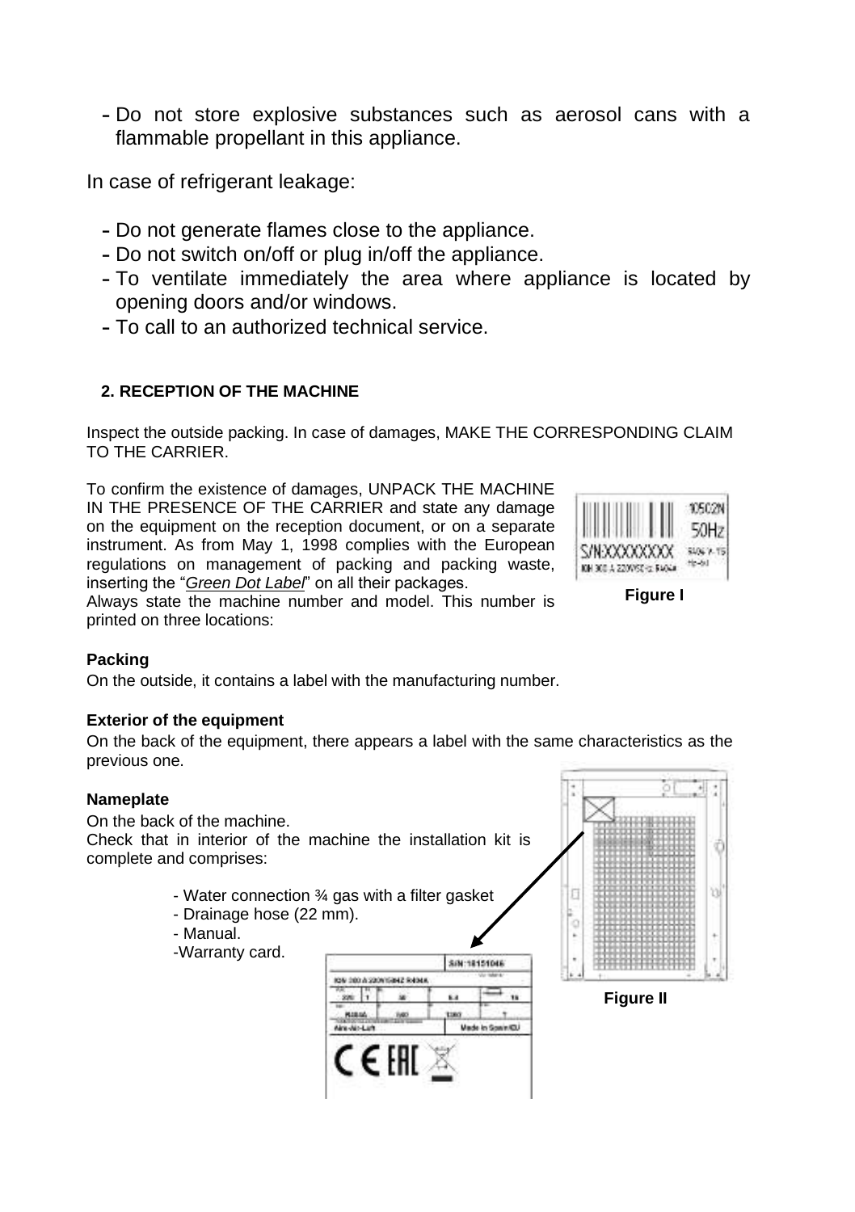- Do not store explosive substances such as aerosol cans with a flammable propellant in this appliance.

In case of refrigerant leakage:

- Do not generate flames close to the appliance.
- Do not switch on/off or plug in/off the appliance.
- To ventilate immediately the area where appliance is located by opening doors and/or windows.
- To call to an authorized technical service.

## 2. RECEPTION OF THE MACHINE

Inspect the outside packing. In case of damages, MAKE THE CORRESPONDING CLAIM TO THE CARRIER.

To confirm the existence of damages, UNPACK THE MACHINE IN THE PRESENCE OF THE CARRIER and state any damage on the equipment on the reception document, or on a separate instrument. As from May 1, 1998 complies with the European regulations on management of packing and packing waste, inserting the "*Green Dot Label*" on all their packages.

Always state the machine number and model. This number is printed on three locations:

**Figure I**

**Packing**

On the outside, it contains a label with the manufacturing number.

**Exterior of the equipment**

On the back of the equipment, there appears a label with the same characteristics as the previous one.

**Nameplate**

On the back of the machine.

Check that in interior of the machine the installation kit is complete and comprises:

- Water connection ¾ gas with a filter gasket
- Drainage hose (22 mm).
- Manual.
- Warranty card.

**Figure II**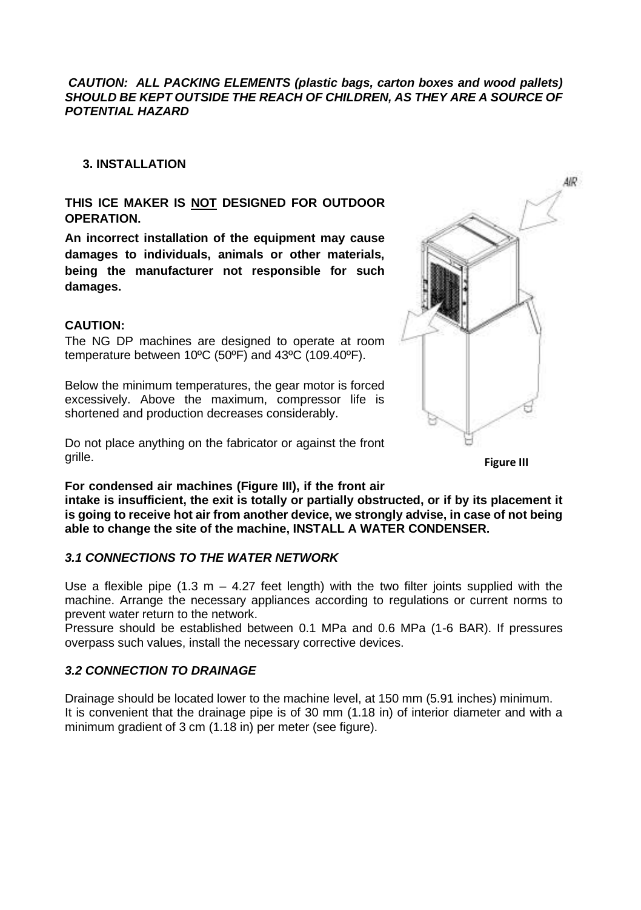***CAUTION: ALL PACKING ELEMENTS (plastic bags, carton boxes and wood pallets) SHOULD BE KEPT OUTSIDE THE REACH OF CHILDREN, AS THEY ARE A SOURCE OF POTENTIAL HAZARD***

## 3. INSTALLATION

**THIS ICE MAKER IS NOT DESIGNED FOR OUTDOOR OPERATION.**

**An incorrect installation of the equipment may cause damages to individuals, animals or other materials, being the manufacturer not responsible for such damages.**

**CAUTION:**

The NG DP machines are designed to operate at room temperature between 10ºC (50ºF) and 43ºC (109.40ºF).

Below the minimum temperatures, the gear motor is forced excessively. Above the maximum, compressor life is shortened and production decreases considerably.

Do not place anything on the fabricator or against the front grille.

**Figure III**

**For condensed air machines (Figure III), if the front air intake is insufficient, the exit is totally or partially obstructed, or if by its placement it is going to receive hot air from another device, we strongly advise, in case of not being able to change the site of the machine, INSTALL A WATER CONDENSER.**

### *3.1 CONNECTIONS TO THE WATER NETWORK*

Use a flexible pipe (1.3 m – 4.27 feet length) with the two filter joints supplied with the machine. Arrange the necessary appliances according to regulations or current norms to prevent water return to the network.

Pressure should be established between 0.1 MPa and 0.6 MPa (1-6 BAR). If pressures overpass such values, install the necessary corrective devices.

### *3.2 CONNECTION TO DRAINAGE*

Drainage should be located lower to the machine level, at 150 mm (5.91 inches) minimum.
It is convenient that the drainage pipe is of 30 mm (1.18 in) of interior diameter and with a minimum gradient of 3 cm (1.18 in) per meter (see figure).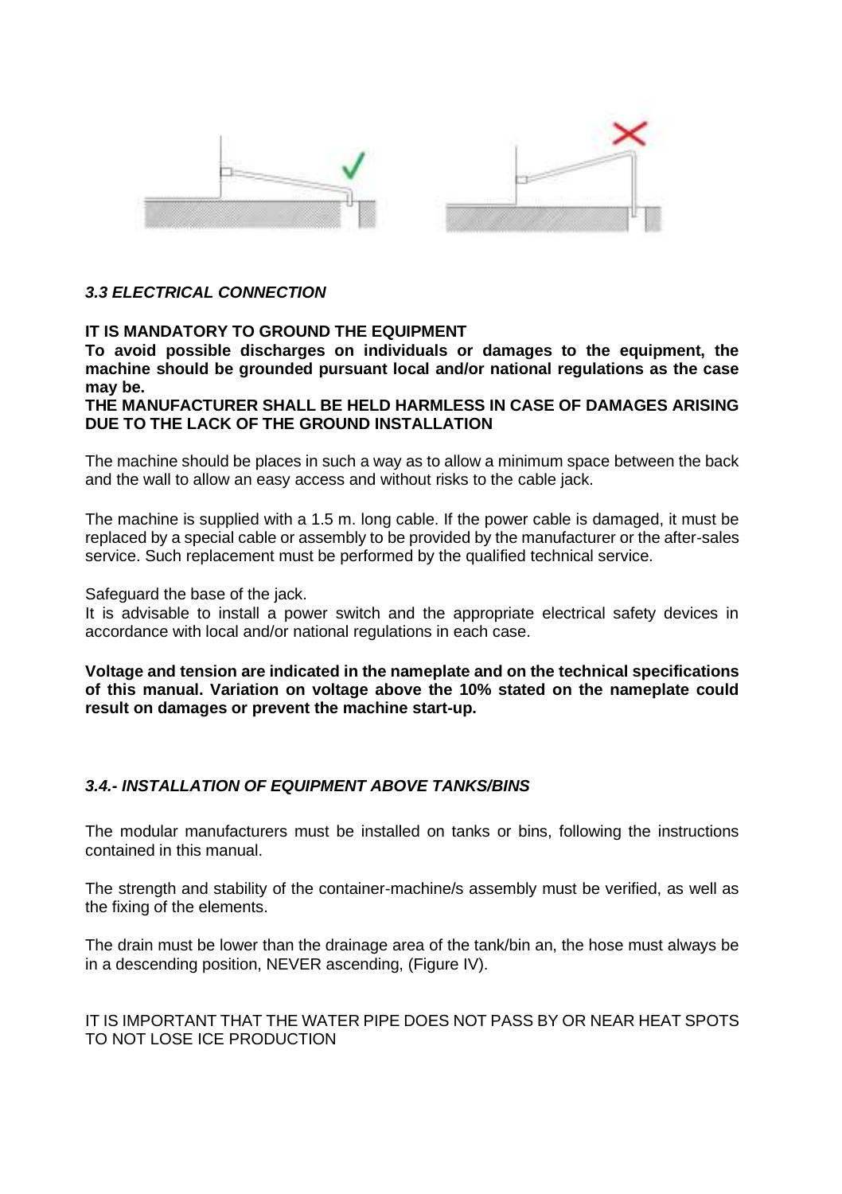### *3.3 ELECTRICAL CONNECTION*

**IT IS MANDATORY TO GROUND THE EQUIPMENT**
**To avoid possible discharges on individuals or damages to the equipment, the machine should be grounded pursuant local and/or national regulations as the case may be.**
**THE MANUFACTURER SHALL BE HELD HARMLESS IN CASE OF DAMAGES ARISING DUE TO THE LACK OF THE GROUND INSTALLATION**

The machine should be places in such a way as to allow a minimum space between the back and the wall to allow an easy access and without risks to the cable jack.

The machine is supplied with a 1.5 m. long cable. If the power cable is damaged, it must be replaced by a special cable or assembly to be provided by the manufacturer or the after-sales service. Such replacement must be performed by the qualified technical service.

Safeguard the base of the jack.
It is advisable to install a power switch and the appropriate electrical safety devices in accordance with local and/or national regulations in each case.

**Voltage and tension are indicated in the nameplate and on the technical specifications of this manual. Variation on voltage above the 10% stated on the nameplate could result on damages or prevent the machine start-up.**

### *3.4.- INSTALLATION OF EQUIPMENT ABOVE TANKS/BINS*

The modular manufacturers must be installed on tanks or bins, following the instructions contained in this manual.

The strength and stability of the container-machine/s assembly must be verified, as well as the fixing of the elements.

The drain must be lower than the drainage area of the tank/bin an, the hose must always be in a descending position, NEVER ascending, (Figure IV).

IT IS IMPORTANT THAT THE WATER PIPE DOES NOT PASS BY OR NEAR HEAT SPOTS TO NOT LOSE ICE PRODUCTION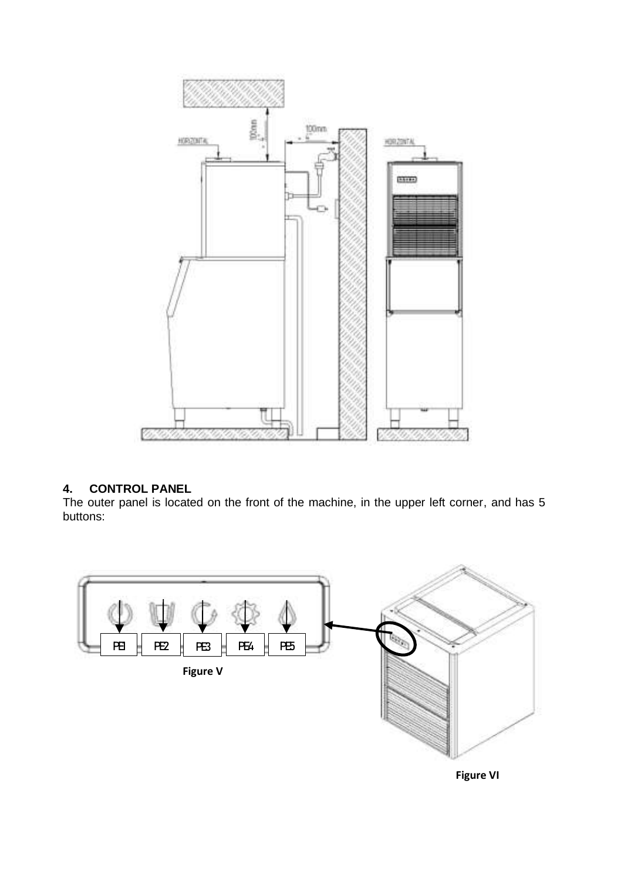## 4. CONTROL PANEL

The outer panel is located on the front of the machine, in the upper left corner, and has 5 buttons:

PB1 PB2 PB3 PB4 PB5

Figure V

Figure VI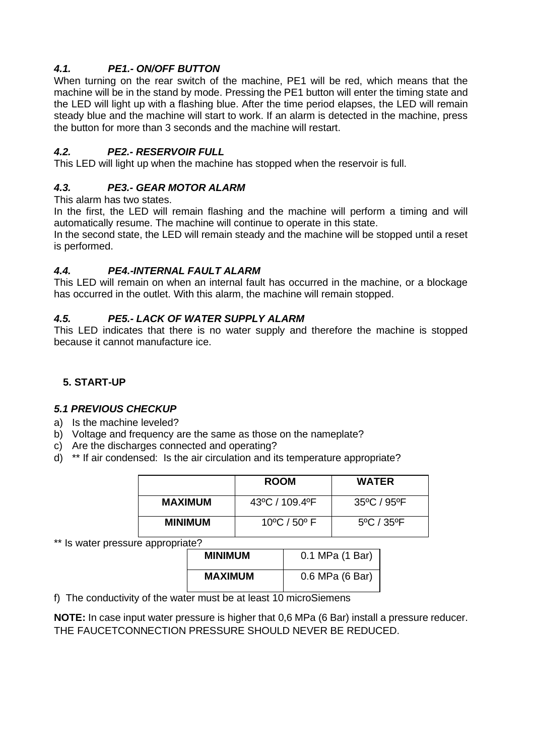### *4.1. PE1.- ON/OFF BUTTON*

When turning on the rear switch of the machine, PE1 will be red, which means that the machine will be in the stand by mode. Pressing the PE1 button will enter the timing state and the LED will light up with a flashing blue. After the time period elapses, the LED will remain steady blue and the machine will start to work. If an alarm is detected in the machine, press the button for more than 3 seconds and the machine will restart.

### *4.2. PE2.- RESERVOIR FULL*

This LED will light up when the machine has stopped when the reservoir is full.

### *4.3. PE3.- GEAR MOTOR ALARM*

This alarm has two states.

In the first, the LED will remain flashing and the machine will perform a timing and will automatically resume. The machine will continue to operate in this state.

In the second state, the LED will remain steady and the machine will be stopped until a reset is performed.

### *4.4. PE4.-INTERNAL FAULT ALARM*

This LED will remain on when an internal fault has occurred in the machine, or a blockage has occurred in the outlet. With this alarm, the machine will remain stopped.

### *4.5. PE5.- LACK OF WATER SUPPLY ALARM*

This LED indicates that there is no water supply and therefore the machine is stopped because it cannot manufacture ice.

## 5. START-UP

### *5.1 PREVIOUS CHECKUP*

a) Is the machine leveled?
b) Voltage and frequency are the same as those on the nameplate?
c) Are the discharges connected and operating?
d) ** If air condensed: Is the air circulation and its temperature appropriate?

| | ROOM | WATER |
|---|---|---|
| **MAXIMUM** | 43ºC / 109.4ºF | 35ºC / 95ºF |
| **MINIMUM** | 10ºC / 50º F | 5ºC / 35ºF |

** Is water pressure appropriate?

| | |
|---|---|
| **MINIMUM** | 0.1 MPa (1 Bar) |
| **MAXIMUM** | 0.6 MPa (6 Bar) |

f) The conductivity of the water must be at least 10 microSiemens

**NOTE:** In case input water pressure is higher that 0,6 MPa (6 Bar) install a pressure reducer. THE FAUCETCONNECTION PRESSURE SHOULD NEVER BE REDUCED.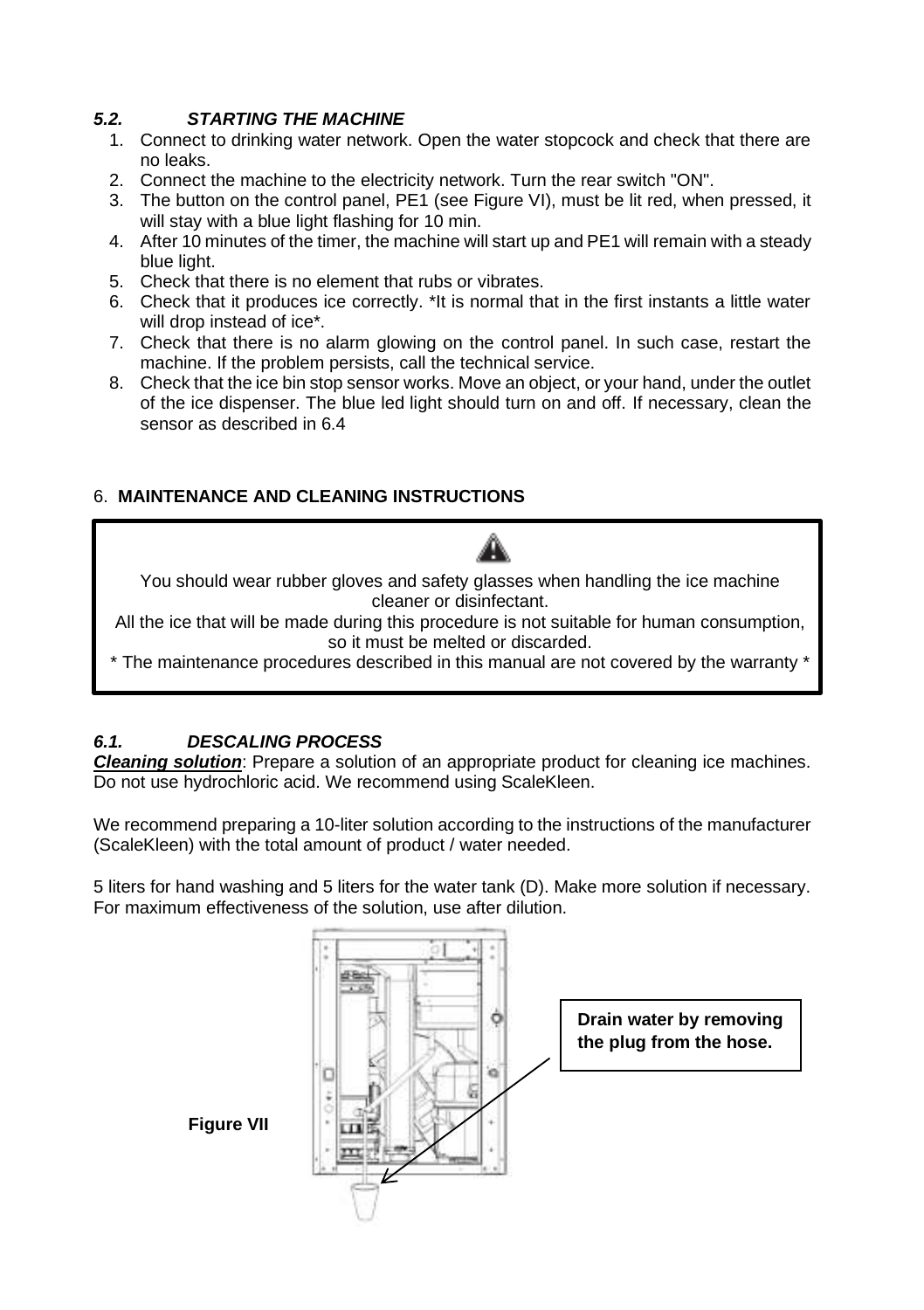### *5.2. STARTING THE MACHINE*

1. Connect to drinking water network. Open the water stopcock and check that there are no leaks.
2. Connect the machine to the electricity network. Turn the rear switch "ON".
3. The button on the control panel, PE1 (see Figure VI), must be lit red, when pressed, it will stay with a blue light flashing for 10 min.
4. After 10 minutes of the timer, the machine will start up and PE1 will remain with a steady blue light.
5. Check that there is no element that rubs or vibrates.
6. Check that it produces ice correctly. *It is normal that in the first instants a little water will drop instead of ice*.
7. Check that there is no alarm glowing on the control panel. In such case, restart the machine. If the problem persists, call the technical service.
8. Check that the ice bin stop sensor works. Move an object, or your hand, under the outlet of the ice dispenser. The blue led light should turn on and off. If necessary, clean the sensor as described in 6.4

## 6. **MAINTENANCE AND CLEANING INSTRUCTIONS**

> You should wear rubber gloves and safety glasses when handling the ice machine cleaner or disinfectant.
>
> All the ice that will be made during this procedure is not suitable for human consumption, so it must be melted or discarded.
>
> \* The maintenance procedures described in this manual are not covered by the warranty *

### *6.1. DESCALING PROCESS*

***Cleaning solution***: Prepare a solution of an appropriate product for cleaning ice machines. Do not use hydrochloric acid. We recommend using ScaleKleen.

We recommend preparing a 10-liter solution according to the instructions of the manufacturer (ScaleKleen) with the total amount of product / water needed.

5 liters for hand washing and 5 liters for the water tank (D). Make more solution if necessary. For maximum effectiveness of the solution, use after dilution.

**Drain water by removing the plug from the hose.**

**Figure VII**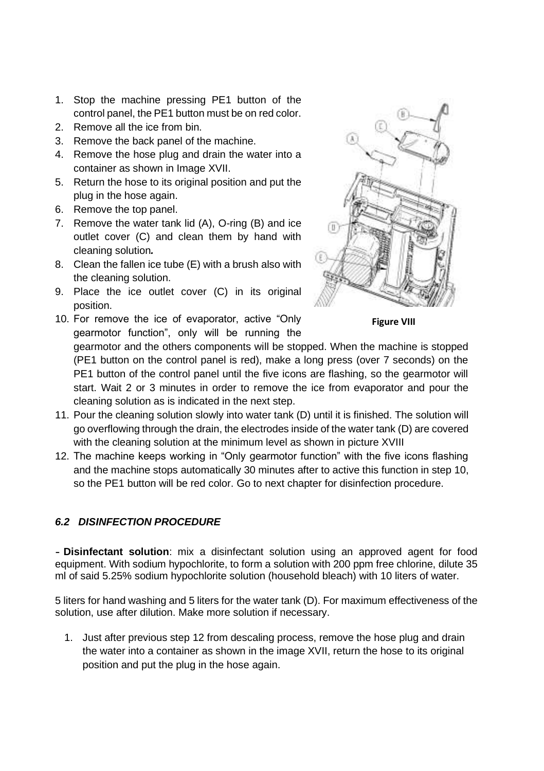1. Stop the machine pressing PE1 button of the control panel, the PE1 button must be on red color.
2. Remove all the ice from bin.
3. Remove the back panel of the machine.
4. Remove the hose plug and drain the water into a container as shown in Image XVII.
5. Return the hose to its original position and put the plug in the hose again.
6. Remove the top panel.
7. Remove the water tank lid (A), O-ring (B) and ice outlet cover (C) and clean them by hand with cleaning solution***.***
8. Clean the fallen ice tube (E) with a brush also with the cleaning solution.
9. Place the ice outlet cover (C) in its original position.
10. For remove the ice of evaporator, active "Only gearmotor function", only will be running the gearmotor and the others components will be stopped. When the machine is stopped (PE1 button on the control panel is red), make a long press (over 7 seconds) on the PE1 button of the control panel until the five icons are flashing, so the gearmotor will start. Wait 2 or 3 minutes in order to remove the ice from evaporator and pour the cleaning solution as is indicated in the next step.
11. Pour the cleaning solution slowly into water tank (D) until it is finished. The solution will go overflowing through the drain, the electrodes inside of the water tank (D) are covered with the cleaning solution at the minimum level as shown in picture XVIII
12. The machine keeps working in "Only gearmotor function" with the five icons flashing and the machine stops automatically 30 minutes after to active this function in step 10, so the PE1 button will be red color. Go to next chapter for disinfection procedure.

**Figure VIII**

### *6.2 DISINFECTION PROCEDURE*

- **Disinfectant solution**: mix a disinfectant solution using an approved agent for food equipment. With sodium hypochlorite, to form a solution with 200 ppm free chlorine, dilute 35 ml of said 5.25% sodium hypochlorite solution (household bleach) with 10 liters of water.

5 liters for hand washing and 5 liters for the water tank (D). For maximum effectiveness of the solution, use after dilution. Make more solution if necessary.

1. Just after previous step 12 from descaling process, remove the hose plug and drain the water into a container as shown in the image XVII, return the hose to its original position and put the plug in the hose again.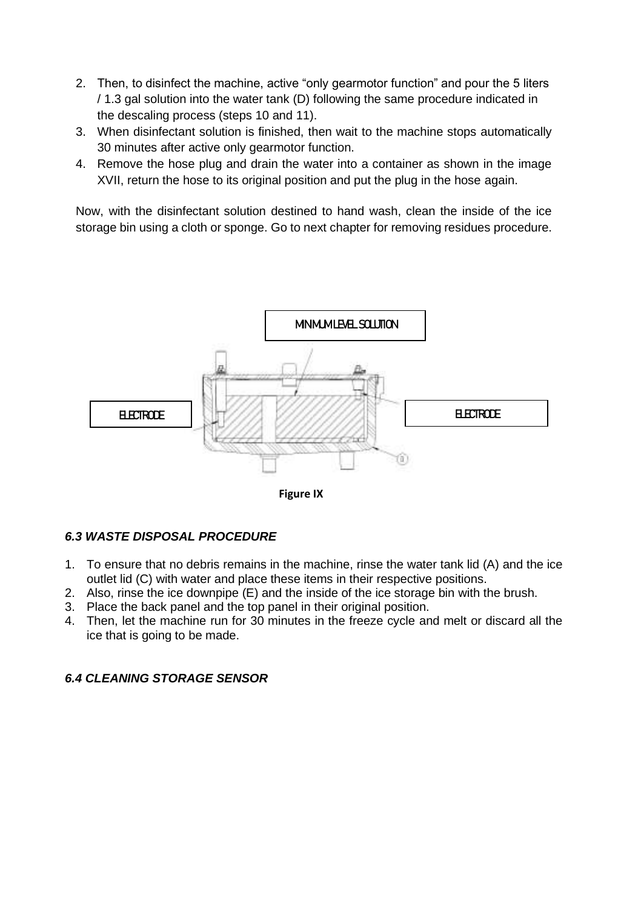2. Then, to disinfect the machine, active “only gearmotor function” and pour the 5 liters / 1.3 gal solution into the water tank (D) following the same procedure indicated in the descaling process (steps 10 and 11).
3. When disinfectant solution is finished, then wait to the machine stops automatically 30 minutes after active only gearmotor function.
4. Remove the hose plug and drain the water into a container as shown in the image XVII, return the hose to its original position and put the plug in the hose again.

Now, with the disinfectant solution destined to hand wash, clean the inside of the ice storage bin using a cloth or sponge. Go to next chapter for removing residues procedure.

MINIMUM LEVEL SOLUTION

ELECTRODE

ELECTRODE

**Figure IX**

### *6.3 WASTE DISPOSAL PROCEDURE*

1. To ensure that no debris remains in the machine, rinse the water tank lid (A) and the ice outlet lid (C) with water and place these items in their respective positions.
2. Also, rinse the ice downpipe (E) and the inside of the ice storage bin with the brush.
3. Place the back panel and the top panel in their original position.
4. Then, let the machine run for 30 minutes in the freeze cycle and melt or discard all the ice that is going to be made.

### *6.4 CLEANING STORAGE SENSOR*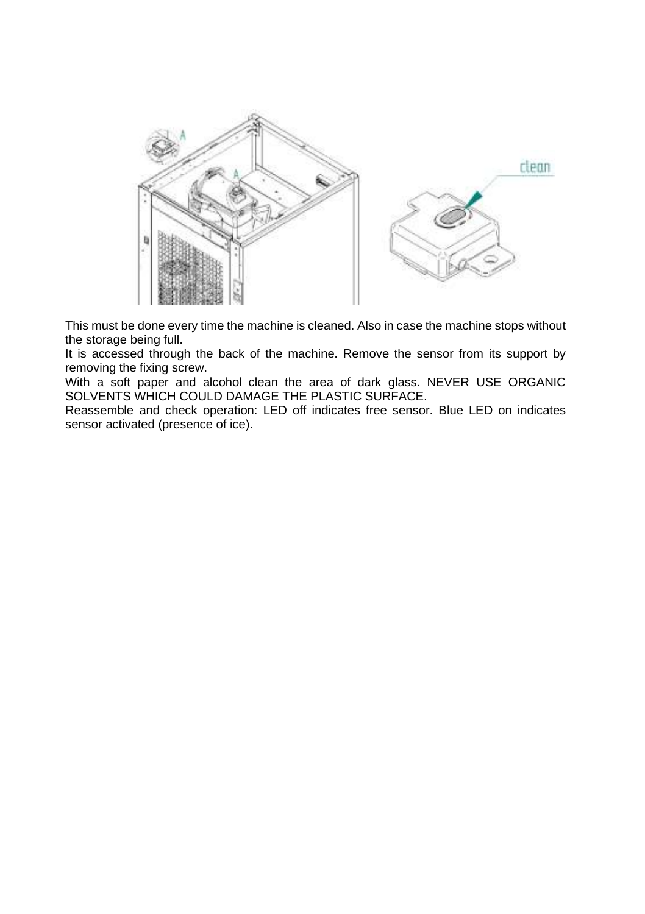This must be done every time the machine is cleaned. Also in case the machine stops without the storage being full.

It is accessed through the back of the machine. Remove the sensor from its support by removing the fixing screw.

With a soft paper and alcohol clean the area of dark glass. NEVER USE ORGANIC SOLVENTS WHICH COULD DAMAGE THE PLASTIC SURFACE.

Reassemble and check operation: LED off indicates free sensor. Blue LED on indicates sensor activated (presence of ice).